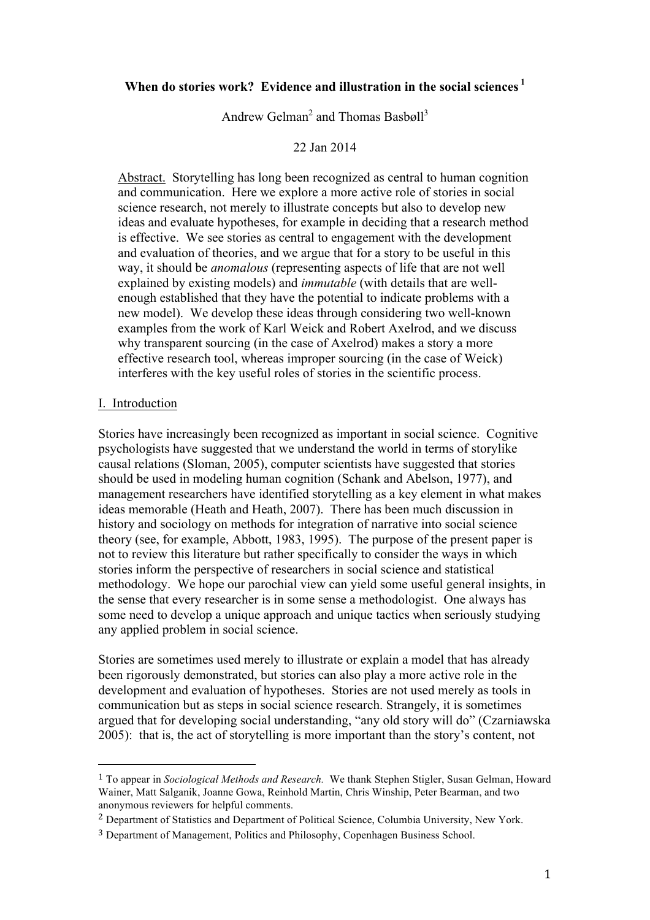# When do stories work? Evidence and illustration in the social sciences [1]

Andrew Gelman[2] and Thomas Basbøll[3]

22 Jan 2014

Abstract. Storytelling has long been recognized as central to human cognition and communication. Here we explore a more active role of stories in social science research, not merely to illustrate concepts but also to develop new ideas and evaluate hypotheses, for example in deciding that a research method is effective. We see stories as central to engagement with the development and evaluation of theories, and we argue that for a story to be useful in this way, it should be *anomalous* (representing aspects of life that are not well explained by existing models) and *immutable* (with details that are well-enough established that they have the potential to indicate problems with a new model). We develop these ideas through considering two well-known examples from the work of Karl Weick and Robert Axelrod, and we discuss why transparent sourcing (in the case of Axelrod) makes a story a more effective research tool, whereas improper sourcing (in the case of Weick) interferes with the key useful roles of stories in the scientific process.

## I. Introduction

Stories have increasingly been recognized as important in social science. Cognitive psychologists have suggested that we understand the world in terms of storylike causal relations (Sloman, 2005), computer scientists have suggested that stories should be used in modeling human cognition (Schank and Abelson, 1977), and management researchers have identified storytelling as a key element in what makes ideas memorable (Heath and Heath, 2007). There has been much discussion in history and sociology on methods for integration of narrative into social science theory (see, for example, Abbott, 1983, 1995). The purpose of the present paper is not to review this literature but rather specifically to consider the ways in which stories inform the perspective of researchers in social science and statistical methodology. We hope our parochial view can yield some useful general insights, in the sense that every researcher is in some sense a methodologist. One always has some need to develop a unique approach and unique tactics when seriously studying any applied problem in social science.

Stories are sometimes used merely to illustrate or explain a model that has already been rigorously demonstrated, but stories can also play a more active role in the development and evaluation of hypotheses. Stories are not used merely as tools in communication but as steps in social science research. Strangely, it is sometimes argued that for developing social understanding, "any old story will do" (Czarniawska 2005): that is, the act of storytelling is more important than the story's content, not

---

[1] To appear in *Sociological Methods and Research.* We thank Stephen Stigler, Susan Gelman, Howard Wainer, Matt Salganik, Joanne Gowa, Reinhold Martin, Chris Winship, Peter Bearman, and two anonymous reviewers for helpful comments.

[2] Department of Statistics and Department of Political Science, Columbia University, New York.

[3] Department of Management, Politics and Philosophy, Copenhagen Business School.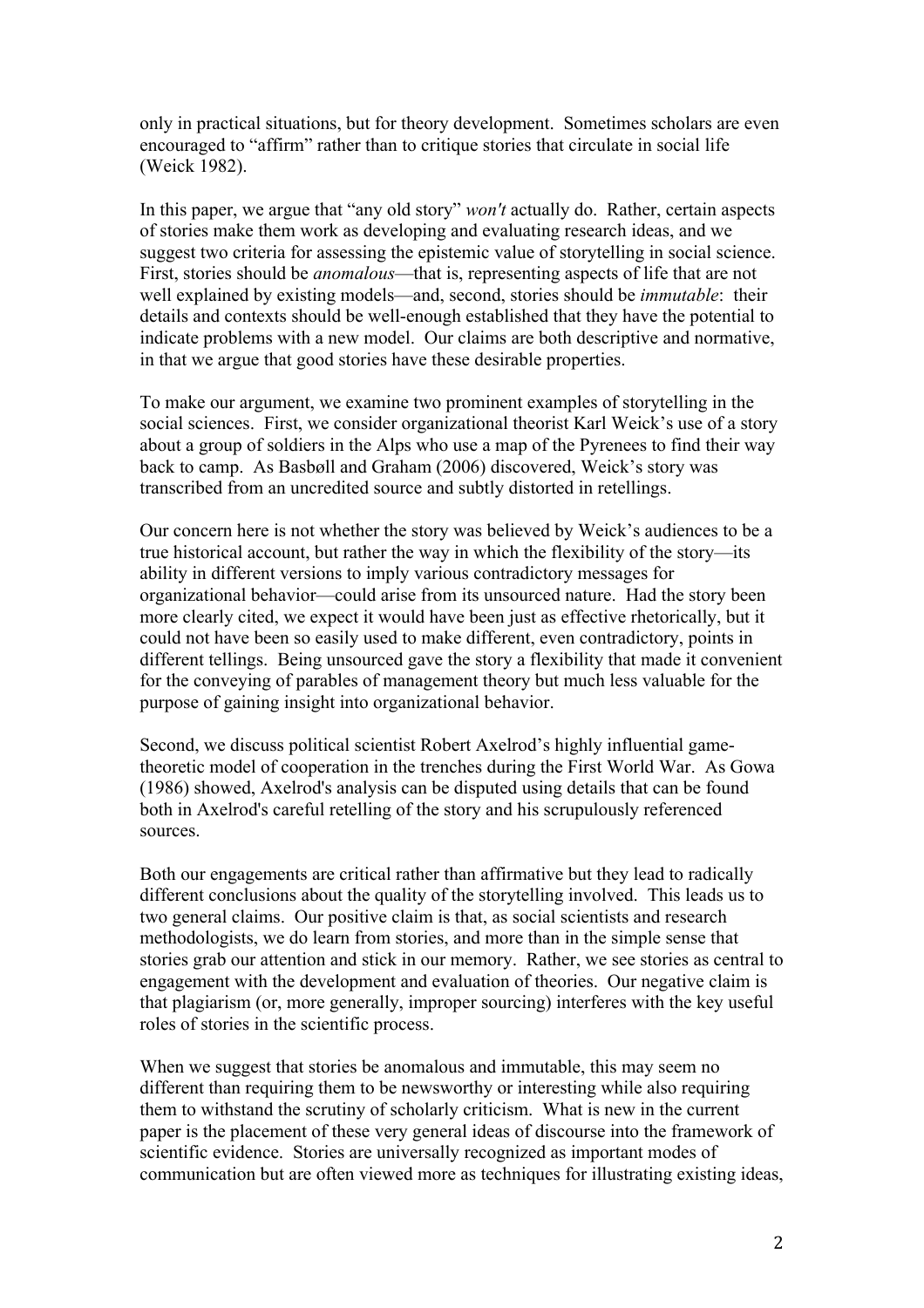only in practical situations, but for theory development. Sometimes scholars are even encouraged to "affirm" rather than to critique stories that circulate in social life (Weick 1982).

In this paper, we argue that "any old story" *won't* actually do. Rather, certain aspects of stories make them work as developing and evaluating research ideas, and we suggest two criteria for assessing the epistemic value of storytelling in social science. First, stories should be *anomalous*—that is, representing aspects of life that are not well explained by existing models—and, second, stories should be *immutable*: their details and contexts should be well-enough established that they have the potential to indicate problems with a new model. Our claims are both descriptive and normative, in that we argue that good stories have these desirable properties.

To make our argument, we examine two prominent examples of storytelling in the social sciences. First, we consider organizational theorist Karl Weick's use of a story about a group of soldiers in the Alps who use a map of the Pyrenees to find their way back to camp. As Basbøll and Graham (2006) discovered, Weick's story was transcribed from an uncredited source and subtly distorted in retellings.

Our concern here is not whether the story was believed by Weick's audiences to be a true historical account, but rather the way in which the flexibility of the story—its ability in different versions to imply various contradictory messages for organizational behavior—could arise from its unsourced nature. Had the story been more clearly cited, we expect it would have been just as effective rhetorically, but it could not have been so easily used to make different, even contradictory, points in different tellings. Being unsourced gave the story a flexibility that made it convenient for the conveying of parables of management theory but much less valuable for the purpose of gaining insight into organizational behavior.

Second, we discuss political scientist Robert Axelrod's highly influential game-theoretic model of cooperation in the trenches during the First World War. As Gowa (1986) showed, Axelrod's analysis can be disputed using details that can be found both in Axelrod's careful retelling of the story and his scrupulously referenced sources.

Both our engagements are critical rather than affirmative but they lead to radically different conclusions about the quality of the storytelling involved. This leads us to two general claims. Our positive claim is that, as social scientists and research methodologists, we do learn from stories, and more than in the simple sense that stories grab our attention and stick in our memory. Rather, we see stories as central to engagement with the development and evaluation of theories. Our negative claim is that plagiarism (or, more generally, improper sourcing) interferes with the key useful roles of stories in the scientific process.

When we suggest that stories be anomalous and immutable, this may seem no different than requiring them to be newsworthy or interesting while also requiring them to withstand the scrutiny of scholarly criticism. What is new in the current paper is the placement of these very general ideas of discourse into the framework of scientific evidence. Stories are universally recognized as important modes of communication but are often viewed more as techniques for illustrating existing ideas,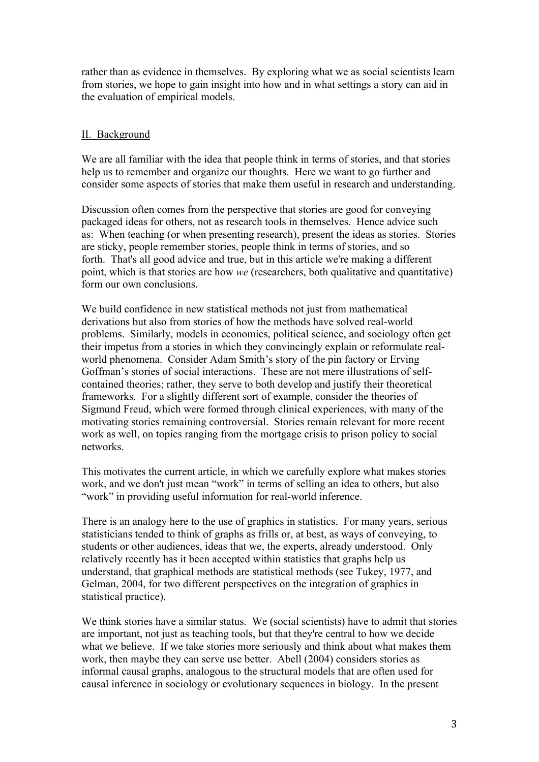rather than as evidence in themselves. By exploring what we as social scientists learn from stories, we hope to gain insight into how and in what settings a story can aid in the evaluation of empirical models.

## II. Background

We are all familiar with the idea that people think in terms of stories, and that stories help us to remember and organize our thoughts. Here we want to go further and consider some aspects of stories that make them useful in research and understanding.

Discussion often comes from the perspective that stories are good for conveying packaged ideas for others, not as research tools in themselves. Hence advice such as: When teaching (or when presenting research), present the ideas as stories. Stories are sticky, people remember stories, people think in terms of stories, and so forth. That's all good advice and true, but in this article we're making a different point, which is that stories are how *we* (researchers, both qualitative and quantitative) form our own conclusions.

We build confidence in new statistical methods not just from mathematical derivations but also from stories of how the methods have solved real-world problems. Similarly, models in economics, political science, and sociology often get their impetus from a stories in which they convincingly explain or reformulate real-world phenomena. Consider Adam Smith's story of the pin factory or Erving Goffman's stories of social interactions. These are not mere illustrations of self-contained theories; rather, they serve to both develop and justify their theoretical frameworks. For a slightly different sort of example, consider the theories of Sigmund Freud, which were formed through clinical experiences, with many of the motivating stories remaining controversial. Stories remain relevant for more recent work as well, on topics ranging from the mortgage crisis to prison policy to social networks.

This motivates the current article, in which we carefully explore what makes stories work, and we don't just mean "work" in terms of selling an idea to others, but also "work" in providing useful information for real-world inference.

There is an analogy here to the use of graphics in statistics. For many years, serious statisticians tended to think of graphs as frills or, at best, as ways of conveying, to students or other audiences, ideas that we, the experts, already understood. Only relatively recently has it been accepted within statistics that graphs help us understand, that graphical methods are statistical methods (see Tukey, 1977, and Gelman, 2004, for two different perspectives on the integration of graphics in statistical practice).

We think stories have a similar status. We (social scientists) have to admit that stories are important, not just as teaching tools, but that they're central to how we decide what we believe. If we take stories more seriously and think about what makes them work, then maybe they can serve use better. Abell (2004) considers stories as informal causal graphs, analogous to the structural models that are often used for causal inference in sociology or evolutionary sequences in biology. In the present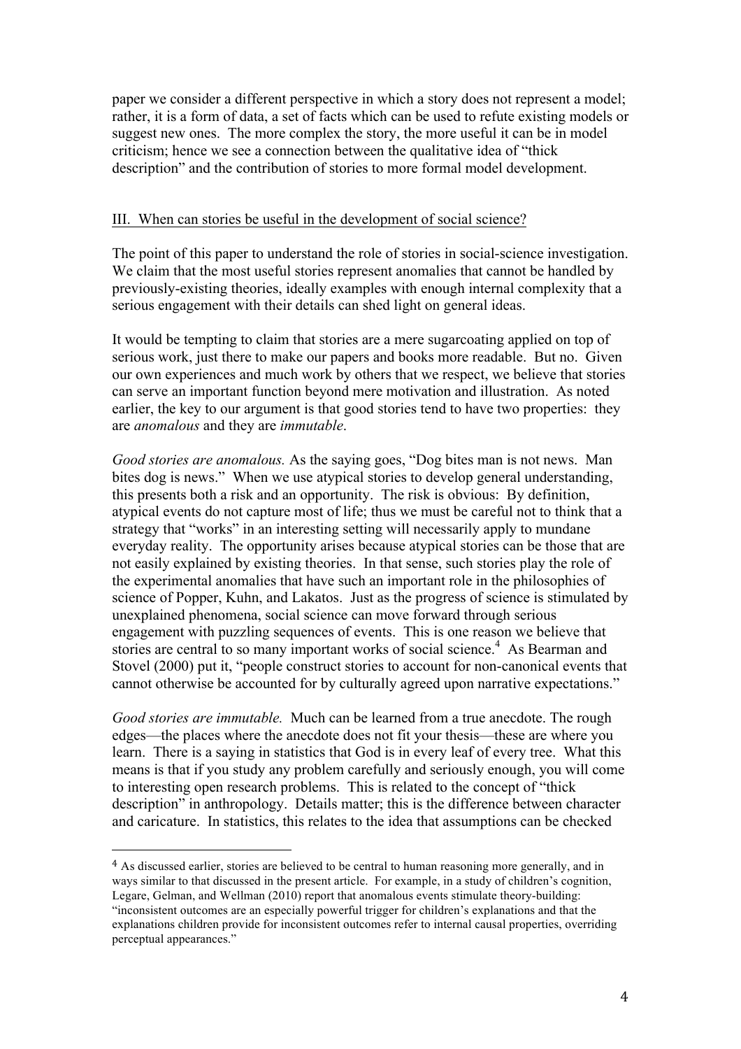paper we consider a different perspective in which a story does not represent a model; rather, it is a form of data, a set of facts which can be used to refute existing models or suggest new ones. The more complex the story, the more useful it can be in model criticism; hence we see a connection between the qualitative idea of "thick description" and the contribution of stories to more formal model development.

## III. When can stories be useful in the development of social science?

The point of this paper to understand the role of stories in social-science investigation. We claim that the most useful stories represent anomalies that cannot be handled by previously-existing theories, ideally examples with enough internal complexity that a serious engagement with their details can shed light on general ideas.

It would be tempting to claim that stories are a mere sugarcoating applied on top of serious work, just there to make our papers and books more readable. But no. Given our own experiences and much work by others that we respect, we believe that stories can serve an important function beyond mere motivation and illustration. As noted earlier, the key to our argument is that good stories tend to have two properties: they are *anomalous* and they are *immutable*.

*Good stories are anomalous.* As the saying goes, "Dog bites man is not news. Man bites dog is news." When we use atypical stories to develop general understanding, this presents both a risk and an opportunity. The risk is obvious: By definition, atypical events do not capture most of life; thus we must be careful not to think that a strategy that "works" in an interesting setting will necessarily apply to mundane everyday reality. The opportunity arises because atypical stories can be those that are not easily explained by existing theories. In that sense, such stories play the role of the experimental anomalies that have such an important role in the philosophies of science of Popper, Kuhn, and Lakatos. Just as the progress of science is stimulated by unexplained phenomena, social science can move forward through serious engagement with puzzling sequences of events. This is one reason we believe that stories are central to so many important works of social science.[4] As Bearman and Stovel (2000) put it, "people construct stories to account for non-canonical events that cannot otherwise be accounted for by culturally agreed upon narrative expectations."

*Good stories are immutable.* Much can be learned from a true anecdote. The rough edges—the places where the anecdote does not fit your thesis—these are where you learn. There is a saying in statistics that God is in every leaf of every tree. What this means is that if you study any problem carefully and seriously enough, you will come to interesting open research problems. This is related to the concept of "thick description" in anthropology. Details matter; this is the difference between character and caricature. In statistics, this relates to the idea that assumptions can be checked

[4] As discussed earlier, stories are believed to be central to human reasoning more generally, and in ways similar to that discussed in the present article. For example, in a study of children's cognition, Legare, Gelman, and Wellman (2010) report that anomalous events stimulate theory-building: "inconsistent outcomes are an especially powerful trigger for children's explanations and that the explanations children provide for inconsistent outcomes refer to internal causal properties, overriding perceptual appearances."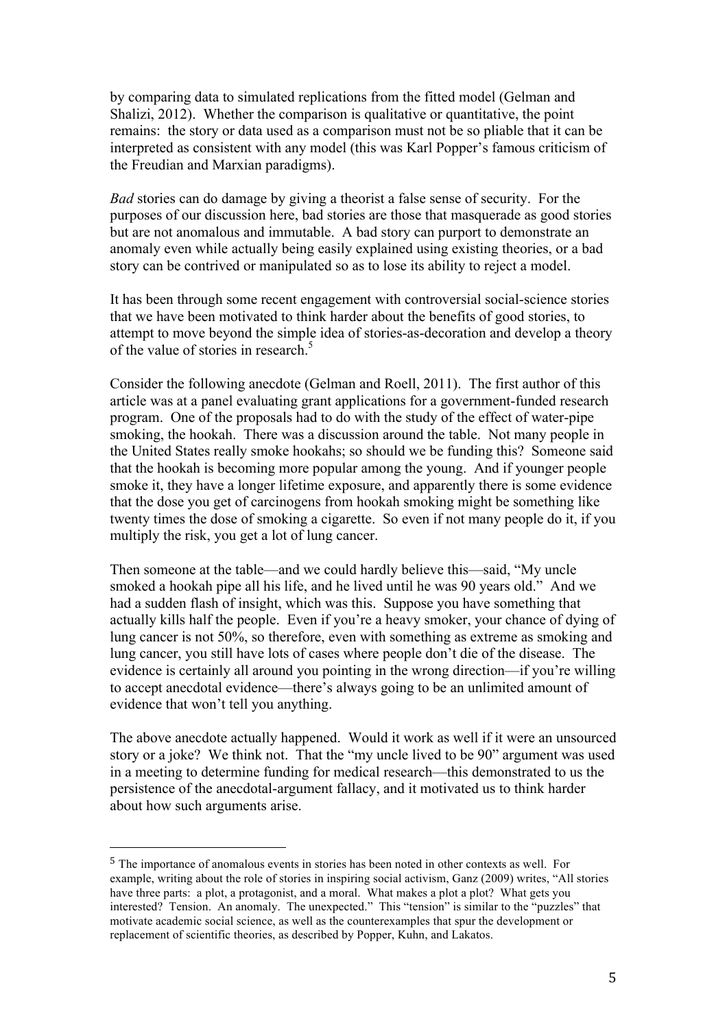by comparing data to simulated replications from the fitted model (Gelman and Shalizi, 2012). Whether the comparison is qualitative or quantitative, the point remains: the story or data used as a comparison must not be so pliable that it can be interpreted as consistent with any model (this was Karl Popper's famous criticism of the Freudian and Marxian paradigms).

*Bad* stories can do damage by giving a theorist a false sense of security. For the purposes of our discussion here, bad stories are those that masquerade as good stories but are not anomalous and immutable. A bad story can purport to demonstrate an anomaly even while actually being easily explained using existing theories, or a bad story can be contrived or manipulated so as to lose its ability to reject a model.

It has been through some recent engagement with controversial social-science stories that we have been motivated to think harder about the benefits of good stories, to attempt to move beyond the simple idea of stories-as-decoration and develop a theory of the value of stories in research.[5]

Consider the following anecdote (Gelman and Roell, 2011). The first author of this article was at a panel evaluating grant applications for a government-funded research program. One of the proposals had to do with the study of the effect of water-pipe smoking, the hookah. There was a discussion around the table. Not many people in the United States really smoke hookahs; so should we be funding this? Someone said that the hookah is becoming more popular among the young. And if younger people smoke it, they have a longer lifetime exposure, and apparently there is some evidence that the dose you get of carcinogens from hookah smoking might be something like twenty times the dose of smoking a cigarette. So even if not many people do it, if you multiply the risk, you get a lot of lung cancer.

Then someone at the table—and we could hardly believe this—said, "My uncle smoked a hookah pipe all his life, and he lived until he was 90 years old." And we had a sudden flash of insight, which was this. Suppose you have something that actually kills half the people. Even if you're a heavy smoker, your chance of dying of lung cancer is not 50%, so therefore, even with something as extreme as smoking and lung cancer, you still have lots of cases where people don't die of the disease. The evidence is certainly all around you pointing in the wrong direction—if you're willing to accept anecdotal evidence—there's always going to be an unlimited amount of evidence that won't tell you anything.

The above anecdote actually happened. Would it work as well if it were an unsourced story or a joke? We think not. That the "my uncle lived to be 90" argument was used in a meeting to determine funding for medical research—this demonstrated to us the persistence of the anecdotal-argument fallacy, and it motivated us to think harder about how such arguments arise.

---

[5] The importance of anomalous events in stories has been noted in other contexts as well. For example, writing about the role of stories in inspiring social activism, Ganz (2009) writes, "All stories have three parts: a plot, a protagonist, and a moral. What makes a plot a plot? What gets you interested? Tension. An anomaly. The unexpected." This "tension" is similar to the "puzzles" that motivate academic social science, as well as the counterexamples that spur the development or replacement of scientific theories, as described by Popper, Kuhn, and Lakatos.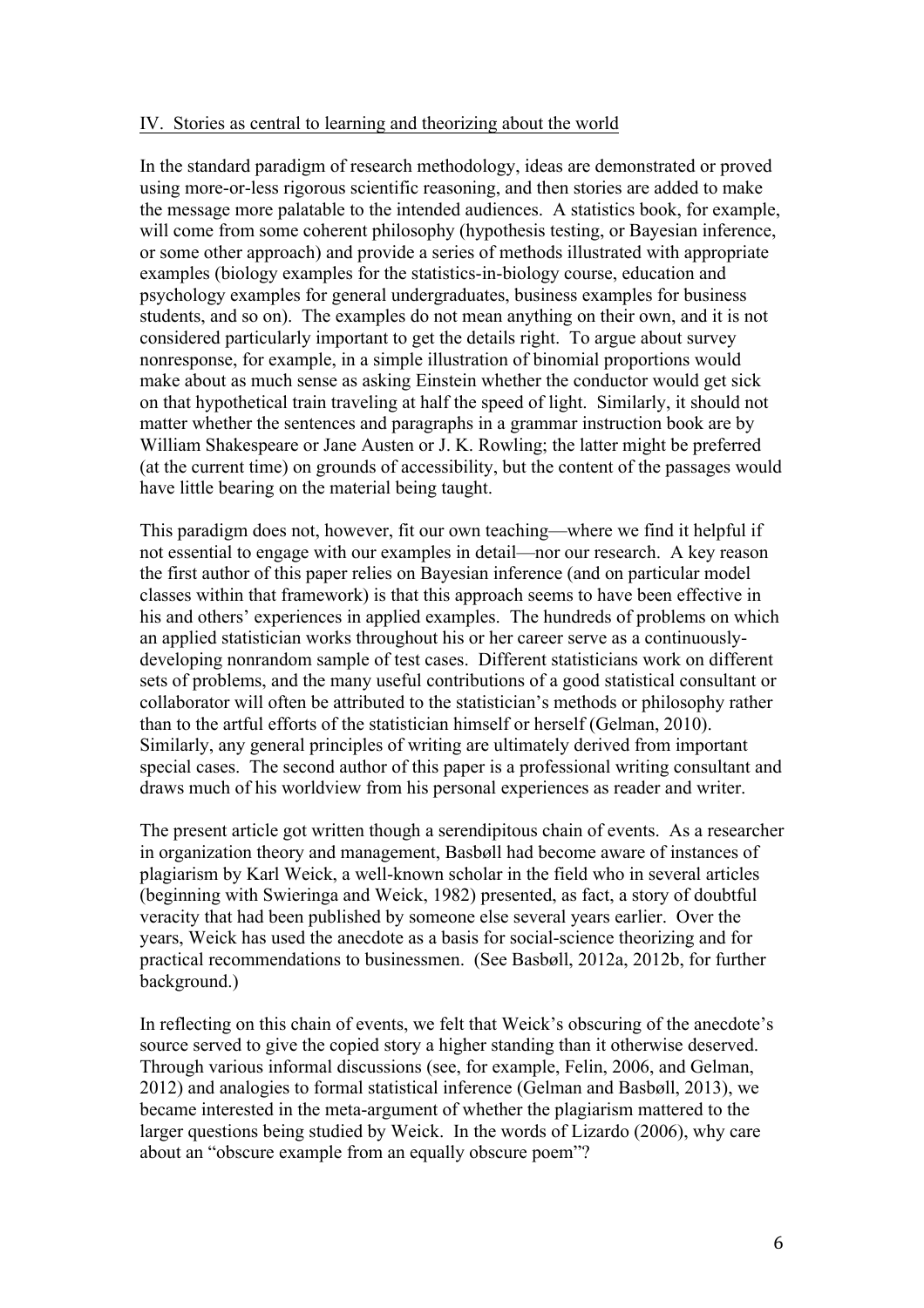## IV. Stories as central to learning and theorizing about the world

In the standard paradigm of research methodology, ideas are demonstrated or proved using more-or-less rigorous scientific reasoning, and then stories are added to make the message more palatable to the intended audiences. A statistics book, for example, will come from some coherent philosophy (hypothesis testing, or Bayesian inference, or some other approach) and provide a series of methods illustrated with appropriate examples (biology examples for the statistics-in-biology course, education and psychology examples for general undergraduates, business examples for business students, and so on). The examples do not mean anything on their own, and it is not considered particularly important to get the details right. To argue about survey nonresponse, for example, in a simple illustration of binomial proportions would make about as much sense as asking Einstein whether the conductor would get sick on that hypothetical train traveling at half the speed of light. Similarly, it should not matter whether the sentences and paragraphs in a grammar instruction book are by William Shakespeare or Jane Austen or J. K. Rowling; the latter might be preferred (at the current time) on grounds of accessibility, but the content of the passages would have little bearing on the material being taught.

This paradigm does not, however, fit our own teaching—where we find it helpful if not essential to engage with our examples in detail—nor our research. A key reason the first author of this paper relies on Bayesian inference (and on particular model classes within that framework) is that this approach seems to have been effective in his and others' experiences in applied examples. The hundreds of problems on which an applied statistician works throughout his or her career serve as a continuously-developing nonrandom sample of test cases. Different statisticians work on different sets of problems, and the many useful contributions of a good statistical consultant or collaborator will often be attributed to the statistician's methods or philosophy rather than to the artful efforts of the statistician himself or herself (Gelman, 2010). Similarly, any general principles of writing are ultimately derived from important special cases. The second author of this paper is a professional writing consultant and draws much of his worldview from his personal experiences as reader and writer.

The present article got written though a serendipitous chain of events. As a researcher in organization theory and management, Basbøll had become aware of instances of plagiarism by Karl Weick, a well-known scholar in the field who in several articles (beginning with Swieringa and Weick, 1982) presented, as fact, a story of doubtful veracity that had been published by someone else several years earlier. Over the years, Weick has used the anecdote as a basis for social-science theorizing and for practical recommendations to businessmen. (See Basbøll, 2012a, 2012b, for further background.)

In reflecting on this chain of events, we felt that Weick's obscuring of the anecdote's source served to give the copied story a higher standing than it otherwise deserved. Through various informal discussions (see, for example, Felin, 2006, and Gelman, 2012) and analogies to formal statistical inference (Gelman and Basbøll, 2013), we became interested in the meta-argument of whether the plagiarism mattered to the larger questions being studied by Weick. In the words of Lizardo (2006), why care about an "obscure example from an equally obscure poem"?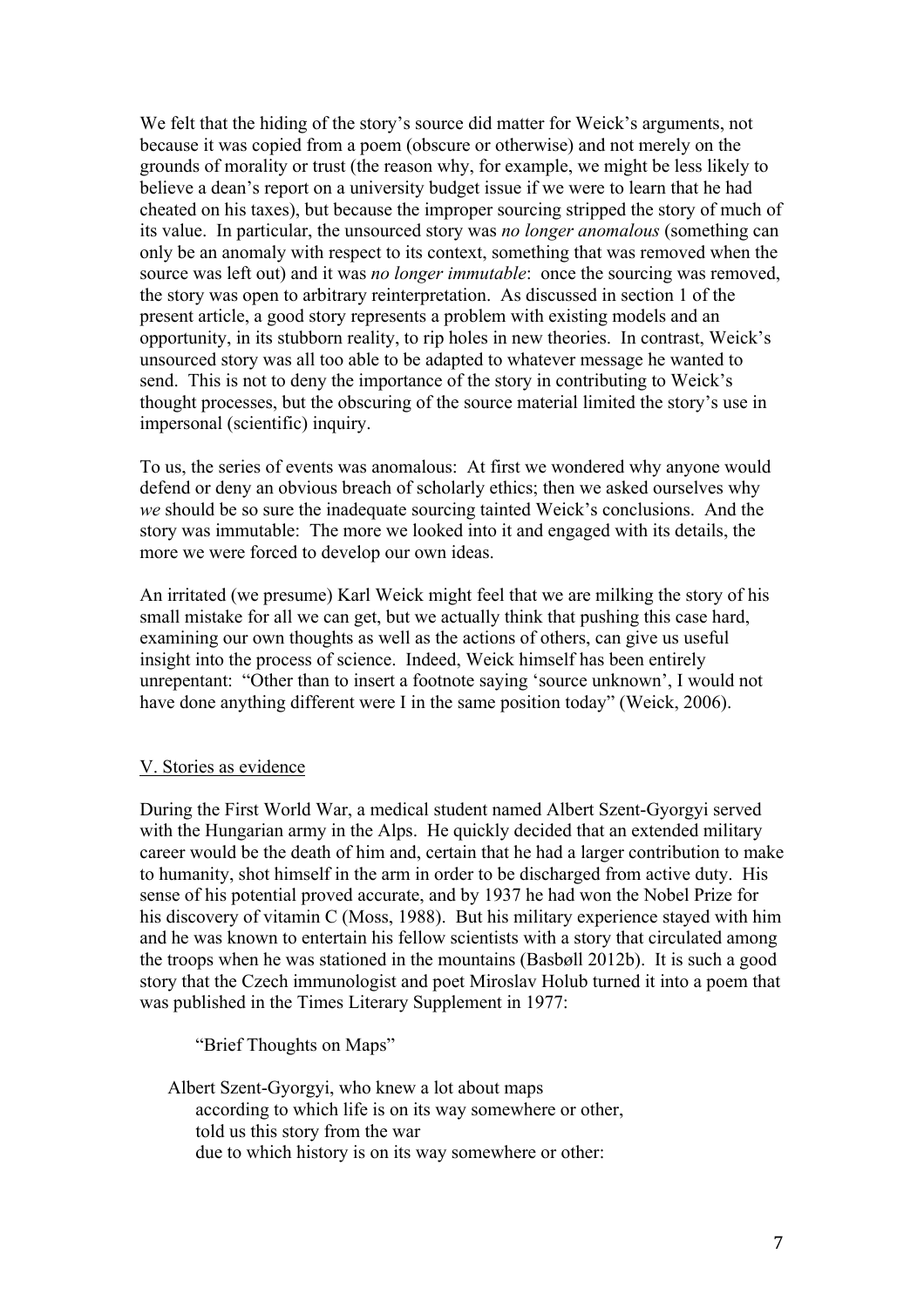We felt that the hiding of the story's source did matter for Weick's arguments, not because it was copied from a poem (obscure or otherwise) and not merely on the grounds of morality or trust (the reason why, for example, we might be less likely to believe a dean's report on a university budget issue if we were to learn that he had cheated on his taxes), but because the improper sourcing stripped the story of much of its value. In particular, the unsourced story was *no longer anomalous* (something can only be an anomaly with respect to its context, something that was removed when the source was left out) and it was *no longer immutable*: once the sourcing was removed, the story was open to arbitrary reinterpretation. As discussed in section 1 of the present article, a good story represents a problem with existing models and an opportunity, in its stubborn reality, to rip holes in new theories. In contrast, Weick's unsourced story was all too able to be adapted to whatever message he wanted to send. This is not to deny the importance of the story in contributing to Weick's thought processes, but the obscuring of the source material limited the story's use in impersonal (scientific) inquiry.

To us, the series of events was anomalous: At first we wondered why anyone would defend or deny an obvious breach of scholarly ethics; then we asked ourselves why *we* should be so sure the inadequate sourcing tainted Weick's conclusions. And the story was immutable: The more we looked into it and engaged with its details, the more we were forced to develop our own ideas.

An irritated (we presume) Karl Weick might feel that we are milking the story of his small mistake for all we can get, but we actually think that pushing this case hard, examining our own thoughts as well as the actions of others, can give us useful insight into the process of science. Indeed, Weick himself has been entirely unrepentant: "Other than to insert a footnote saying 'source unknown', I would not have done anything different were I in the same position today" (Weick, 2006).

## V. Stories as evidence

During the First World War, a medical student named Albert Szent-Gyorgyi served with the Hungarian army in the Alps. He quickly decided that an extended military career would be the death of him and, certain that he had a larger contribution to make to humanity, shot himself in the arm in order to be discharged from active duty. His sense of his potential proved accurate, and by 1937 he had won the Nobel Prize for his discovery of vitamin C (Moss, 1988). But his military experience stayed with him and he was known to entertain his fellow scientists with a story that circulated among the troops when he was stationed in the mountains (Basbøll 2012b). It is such a good story that the Czech immunologist and poet Miroslav Holub turned it into a poem that was published in the Times Literary Supplement in 1977:

> "Brief Thoughts on Maps"
>
> Albert Szent-Gyorgyi, who knew a lot about maps
> according to which life is on its way somewhere or other,
> told us this story from the war
> due to which history is on its way somewhere or other: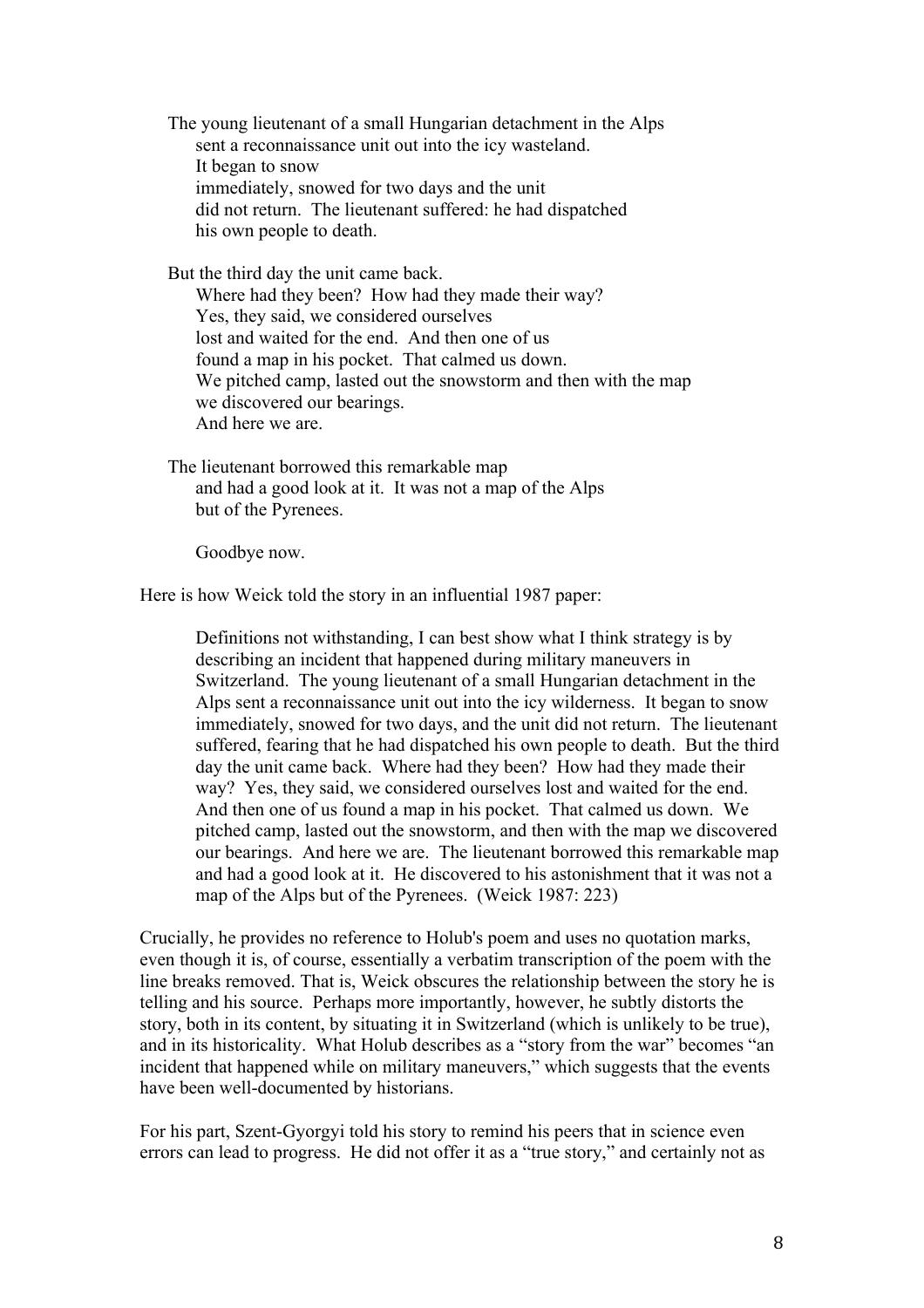The young lieutenant of a small Hungarian detachment in the Alps
sent a reconnaissance unit out into the icy wasteland.
It began to snow
immediately, snowed for two days and the unit
did not return. The lieutenant suffered: he had dispatched
his own people to death.

But the third day the unit came back.
Where had they been? How had they made their way?
Yes, they said, we considered ourselves
lost and waited for the end. And then one of us
found a map in his pocket. That calmed us down.
We pitched camp, lasted out the snowstorm and then with the map
we discovered our bearings.
And here we are.

The lieutenant borrowed this remarkable map
and had a good look at it. It was not a map of the Alps
but of the Pyrenees.

Goodbye now.

Here is how Weick told the story in an influential 1987 paper:

> Definitions not withstanding, I can best show what I think strategy is by describing an incident that happened during military maneuvers in Switzerland. The young lieutenant of a small Hungarian detachment in the Alps sent a reconnaissance unit out into the icy wilderness. It began to snow immediately, snowed for two days, and the unit did not return. The lieutenant suffered, fearing that he had dispatched his own people to death. But the third day the unit came back. Where had they been? How had they made their way? Yes, they said, we considered ourselves lost and waited for the end. And then one of us found a map in his pocket. That calmed us down. We pitched camp, lasted out the snowstorm, and then with the map we discovered our bearings. And here we are. The lieutenant borrowed this remarkable map and had a good look at it. He discovered to his astonishment that it was not a map of the Alps but of the Pyrenees. (Weick 1987: 223)

Crucially, he provides no reference to Holub's poem and uses no quotation marks, even though it is, of course, essentially a verbatim transcription of the poem with the line breaks removed. That is, Weick obscures the relationship between the story he is telling and his source. Perhaps more importantly, however, he subtly distorts the story, both in its content, by situating it in Switzerland (which is unlikely to be true), and in its historicality. What Holub describes as a "story from the war" becomes "an incident that happened while on military maneuvers," which suggests that the events have been well-documented by historians.

For his part, Szent-Gyorgyi told his story to remind his peers that in science even errors can lead to progress. He did not offer it as a "true story," and certainly not as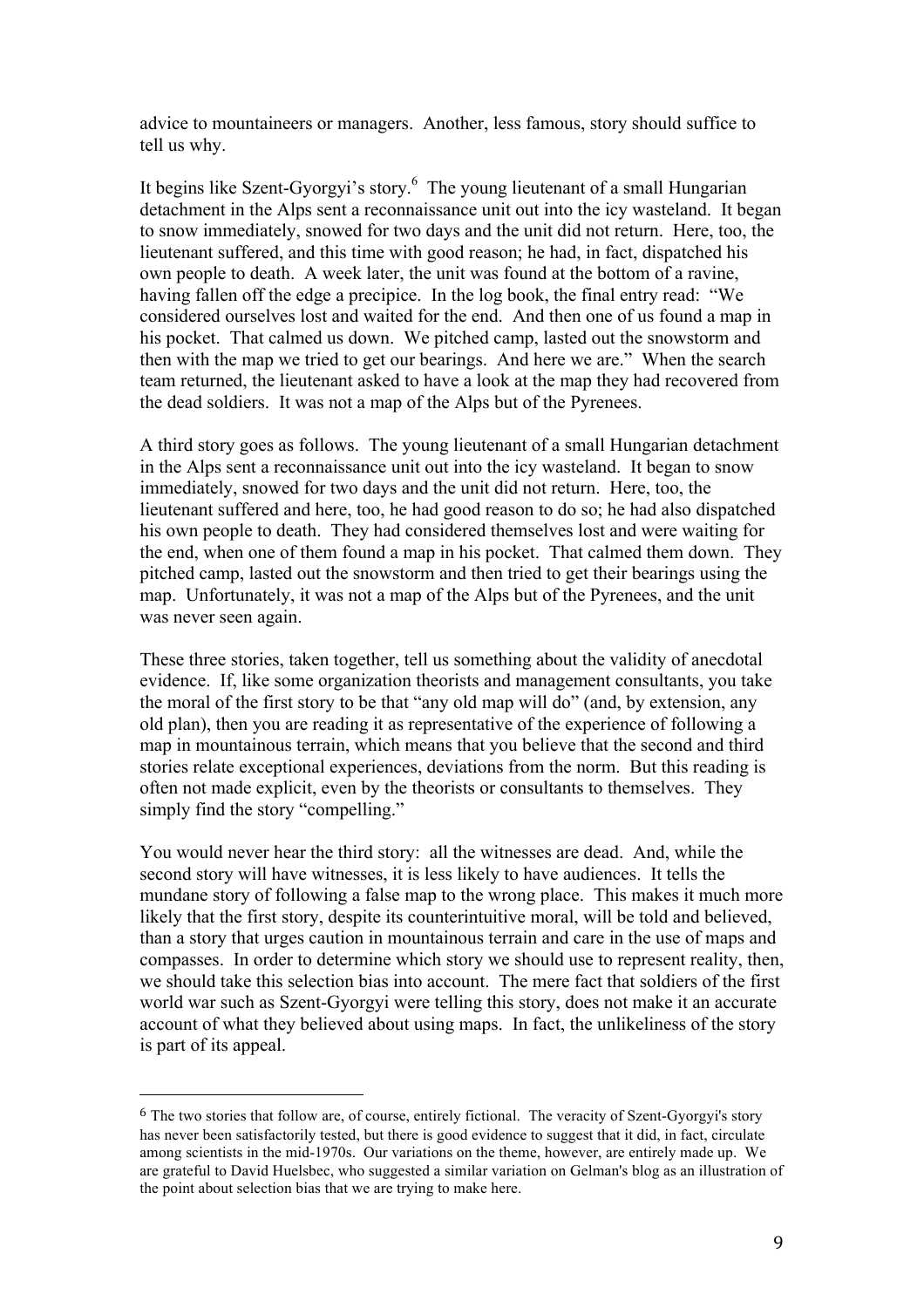advice to mountaineers or managers. Another, less famous, story should suffice to tell us why.

It begins like Szent-Gyorgyi's story.[6] The young lieutenant of a small Hungarian detachment in the Alps sent a reconnaissance unit out into the icy wasteland. It began to snow immediately, snowed for two days and the unit did not return. Here, too, the lieutenant suffered, and this time with good reason; he had, in fact, dispatched his own people to death. A week later, the unit was found at the bottom of a ravine, having fallen off the edge a precipice. In the log book, the final entry read: "We considered ourselves lost and waited for the end. And then one of us found a map in his pocket. That calmed us down. We pitched camp, lasted out the snowstorm and then with the map we tried to get our bearings. And here we are." When the search team returned, the lieutenant asked to have a look at the map they had recovered from the dead soldiers. It was not a map of the Alps but of the Pyrenees.

A third story goes as follows. The young lieutenant of a small Hungarian detachment in the Alps sent a reconnaissance unit out into the icy wasteland. It began to snow immediately, snowed for two days and the unit did not return. Here, too, the lieutenant suffered and here, too, he had good reason to do so; he had also dispatched his own people to death. They had considered themselves lost and were waiting for the end, when one of them found a map in his pocket. That calmed them down. They pitched camp, lasted out the snowstorm and then tried to get their bearings using the map. Unfortunately, it was not a map of the Alps but of the Pyrenees, and the unit was never seen again.

These three stories, taken together, tell us something about the validity of anecdotal evidence. If, like some organization theorists and management consultants, you take the moral of the first story to be that "any old map will do" (and, by extension, any old plan), then you are reading it as representative of the experience of following a map in mountainous terrain, which means that you believe that the second and third stories relate exceptional experiences, deviations from the norm. But this reading is often not made explicit, even by the theorists or consultants to themselves. They simply find the story "compelling."

You would never hear the third story: all the witnesses are dead. And, while the second story will have witnesses, it is less likely to have audiences. It tells the mundane story of following a false map to the wrong place. This makes it much more likely that the first story, despite its counterintuitive moral, will be told and believed, than a story that urges caution in mountainous terrain and care in the use of maps and compasses. In order to determine which story we should use to represent reality, then, we should take this selection bias into account. The mere fact that soldiers of the first world war such as Szent-Gyorgyi were telling this story, does not make it an accurate account of what they believed about using maps. In fact, the unlikeliness of the story is part of its appeal.

---

[6] The two stories that follow are, of course, entirely fictional. The veracity of Szent-Gyorgyi's story has never been satisfactorily tested, but there is good evidence to suggest that it did, in fact, circulate among scientists in the mid-1970s. Our variations on the theme, however, are entirely made up. We are grateful to David Huelsbec, who suggested a similar variation on Gelman's blog as an illustration of the point about selection bias that we are trying to make here.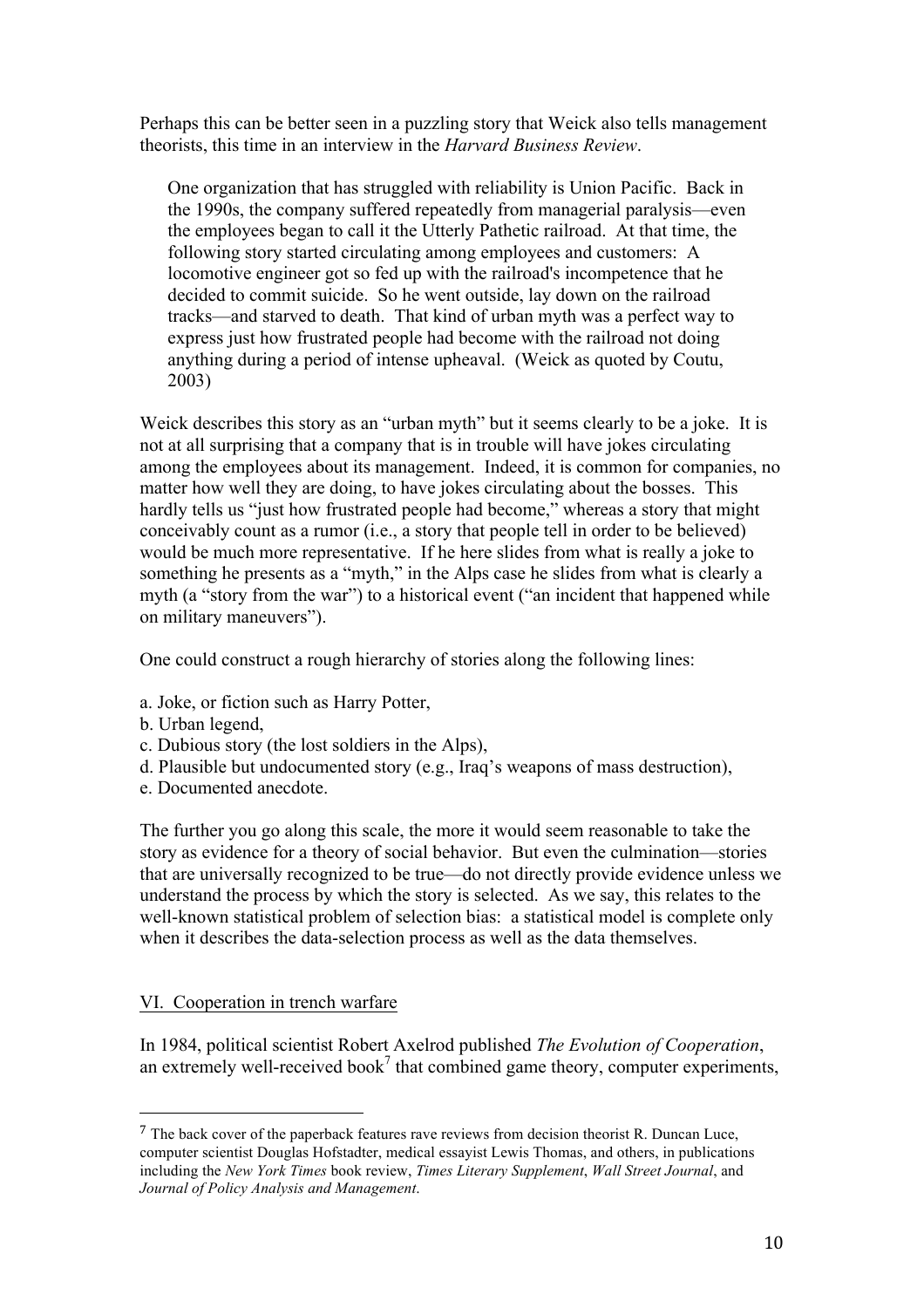Perhaps this can be better seen in a puzzling story that Weick also tells management theorists, this time in an interview in the *Harvard Business Review*.

> One organization that has struggled with reliability is Union Pacific. Back in the 1990s, the company suffered repeatedly from managerial paralysis—even the employees began to call it the Utterly Pathetic railroad. At that time, the following story started circulating among employees and customers: A locomotive engineer got so fed up with the railroad's incompetence that he decided to commit suicide. So he went outside, lay down on the railroad tracks—and starved to death. That kind of urban myth was a perfect way to express just how frustrated people had become with the railroad not doing anything during a period of intense upheaval. (Weick as quoted by Coutu, 2003)

Weick describes this story as an "urban myth" but it seems clearly to be a joke. It is not at all surprising that a company that is in trouble will have jokes circulating among the employees about its management. Indeed, it is common for companies, no matter how well they are doing, to have jokes circulating about the bosses. This hardly tells us "just how frustrated people had become," whereas a story that might conceivably count as a rumor (i.e., a story that people tell in order to be believed) would be much more representative. If he here slides from what is really a joke to something he presents as a "myth," in the Alps case he slides from what is clearly a myth (a "story from the war") to a historical event ("an incident that happened while on military maneuvers").

One could construct a rough hierarchy of stories along the following lines:

a. Joke, or fiction such as Harry Potter,
b. Urban legend,
c. Dubious story (the lost soldiers in the Alps),
d. Plausible but undocumented story (e.g., Iraq's weapons of mass destruction),
e. Documented anecdote.

The further you go along this scale, the more it would seem reasonable to take the story as evidence for a theory of social behavior. But even the culmination—stories that are universally recognized to be true—do not directly provide evidence unless we understand the process by which the story is selected. As we say, this relates to the well-known statistical problem of selection bias: a statistical model is complete only when it describes the data-selection process as well as the data themselves.

## VI. Cooperation in trench warfare

In 1984, political scientist Robert Axelrod published *The Evolution of Cooperation*, an extremely well-received book[7] that combined game theory, computer experiments,

[7] The back cover of the paperback features rave reviews from decision theorist R. Duncan Luce, computer scientist Douglas Hofstadter, medical essayist Lewis Thomas, and others, in publications including the *New York Times* book review, *Times Literary Supplement*, *Wall Street Journal*, and *Journal of Policy Analysis and Management*.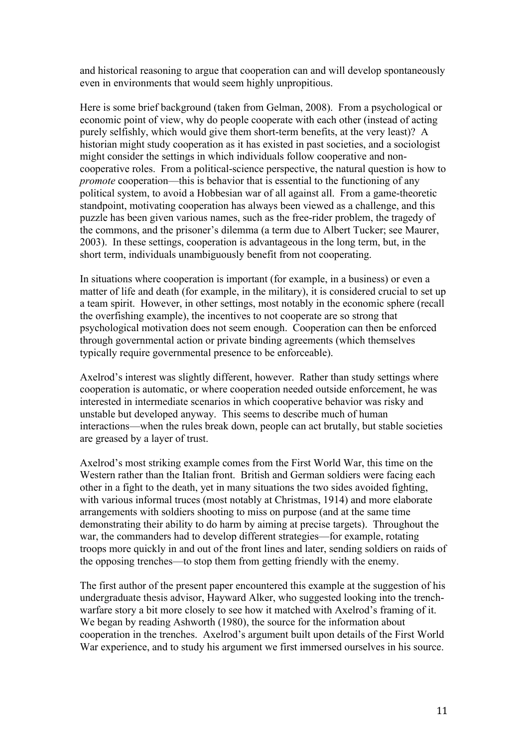and historical reasoning to argue that cooperation can and will develop spontaneously even in environments that would seem highly unpropitious.

Here is some brief background (taken from Gelman, 2008). From a psychological or economic point of view, why do people cooperate with each other (instead of acting purely selfishly, which would give them short-term benefits, at the very least)? A historian might study cooperation as it has existed in past societies, and a sociologist might consider the settings in which individuals follow cooperative and non-cooperative roles. From a political-science perspective, the natural question is how to *promote* cooperation—this is behavior that is essential to the functioning of any political system, to avoid a Hobbesian war of all against all. From a game-theoretic standpoint, motivating cooperation has always been viewed as a challenge, and this puzzle has been given various names, such as the free-rider problem, the tragedy of the commons, and the prisoner's dilemma (a term due to Albert Tucker; see Maurer, 2003). In these settings, cooperation is advantageous in the long term, but, in the short term, individuals unambiguously benefit from not cooperating.

In situations where cooperation is important (for example, in a business) or even a matter of life and death (for example, in the military), it is considered crucial to set up a team spirit. However, in other settings, most notably in the economic sphere (recall the overfishing example), the incentives to not cooperate are so strong that psychological motivation does not seem enough. Cooperation can then be enforced through governmental action or private binding agreements (which themselves typically require governmental presence to be enforceable).

Axelrod's interest was slightly different, however. Rather than study settings where cooperation is automatic, or where cooperation needed outside enforcement, he was interested in intermediate scenarios in which cooperative behavior was risky and unstable but developed anyway. This seems to describe much of human interactions—when the rules break down, people can act brutally, but stable societies are greased by a layer of trust.

Axelrod's most striking example comes from the First World War, this time on the Western rather than the Italian front. British and German soldiers were facing each other in a fight to the death, yet in many situations the two sides avoided fighting, with various informal truces (most notably at Christmas, 1914) and more elaborate arrangements with soldiers shooting to miss on purpose (and at the same time demonstrating their ability to do harm by aiming at precise targets). Throughout the war, the commanders had to develop different strategies—for example, rotating troops more quickly in and out of the front lines and later, sending soldiers on raids of the opposing trenches—to stop them from getting friendly with the enemy.

The first author of the present paper encountered this example at the suggestion of his undergraduate thesis advisor, Hayward Alker, who suggested looking into the trench-warfare story a bit more closely to see how it matched with Axelrod's framing of it. We began by reading Ashworth (1980), the source for the information about cooperation in the trenches. Axelrod's argument built upon details of the First World War experience, and to study his argument we first immersed ourselves in his source.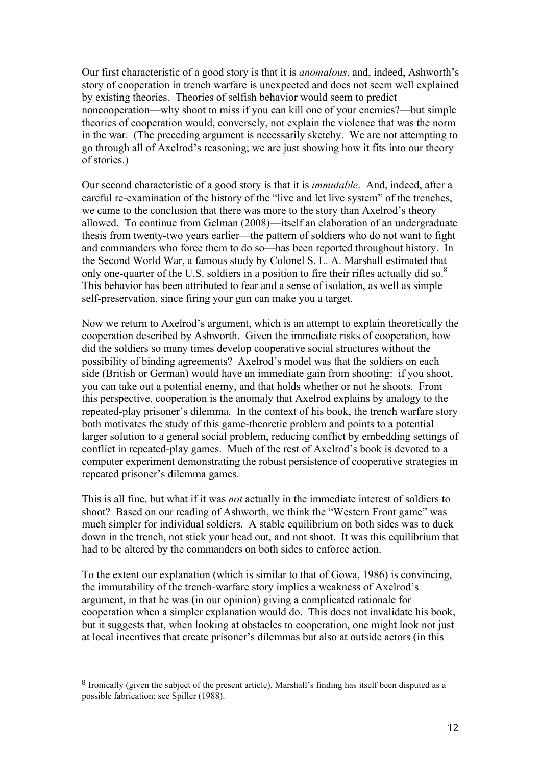Our first characteristic of a good story is that it is *anomalous*, and, indeed, Ashworth's story of cooperation in trench warfare is unexpected and does not seem well explained by existing theories. Theories of selfish behavior would seem to predict noncooperation—why shoot to miss if you can kill one of your enemies?—but simple theories of cooperation would, conversely, not explain the violence that was the norm in the war. (The preceding argument is necessarily sketchy. We are not attempting to go through all of Axelrod's reasoning; we are just showing how it fits into our theory of stories.)

Our second characteristic of a good story is that it is *immutable*. And, indeed, after a careful re-examination of the history of the "live and let live system" of the trenches, we came to the conclusion that there was more to the story than Axelrod's theory allowed. To continue from Gelman (2008)—itself an elaboration of an undergraduate thesis from twenty-two years earlier—the pattern of soldiers who do not want to fight and commanders who force them to do so—has been reported throughout history. In the Second World War, a famous study by Colonel S. L. A. Marshall estimated that only one-quarter of the U.S. soldiers in a position to fire their rifles actually did so.[8] This behavior has been attributed to fear and a sense of isolation, as well as simple self-preservation, since firing your gun can make you a target.

Now we return to Axelrod's argument, which is an attempt to explain theoretically the cooperation described by Ashworth. Given the immediate risks of cooperation, how did the soldiers so many times develop cooperative social structures without the possibility of binding agreements? Axelrod's model was that the soldiers on each side (British or German) would have an immediate gain from shooting: if you shoot, you can take out a potential enemy, and that holds whether or not he shoots. From this perspective, cooperation is the anomaly that Axelrod explains by analogy to the repeated-play prisoner's dilemma. In the context of his book, the trench warfare story both motivates the study of this game-theoretic problem and points to a potential larger solution to a general social problem, reducing conflict by embedding settings of conflict in repeated-play games. Much of the rest of Axelrod's book is devoted to a computer experiment demonstrating the robust persistence of cooperative strategies in repeated prisoner's dilemma games.

This is all fine, but what if it was *not* actually in the immediate interest of soldiers to shoot? Based on our reading of Ashworth, we think the "Western Front game" was much simpler for individual soldiers. A stable equilibrium on both sides was to duck down in the trench, not stick your head out, and not shoot. It was this equilibrium that had to be altered by the commanders on both sides to enforce action.

To the extent our explanation (which is similar to that of Gowa, 1986) is convincing, the immutability of the trench-warfare story implies a weakness of Axelrod's argument, in that he was (in our opinion) giving a complicated rationale for cooperation when a simpler explanation would do. This does not invalidate his book, but it suggests that, when looking at obstacles to cooperation, one might look not just at local incentives that create prisoner's dilemmas but also at outside actors (in this

---

[8] Ironically (given the subject of the present article), Marshall's finding has itself been disputed as a possible fabrication; see Spiller (1988).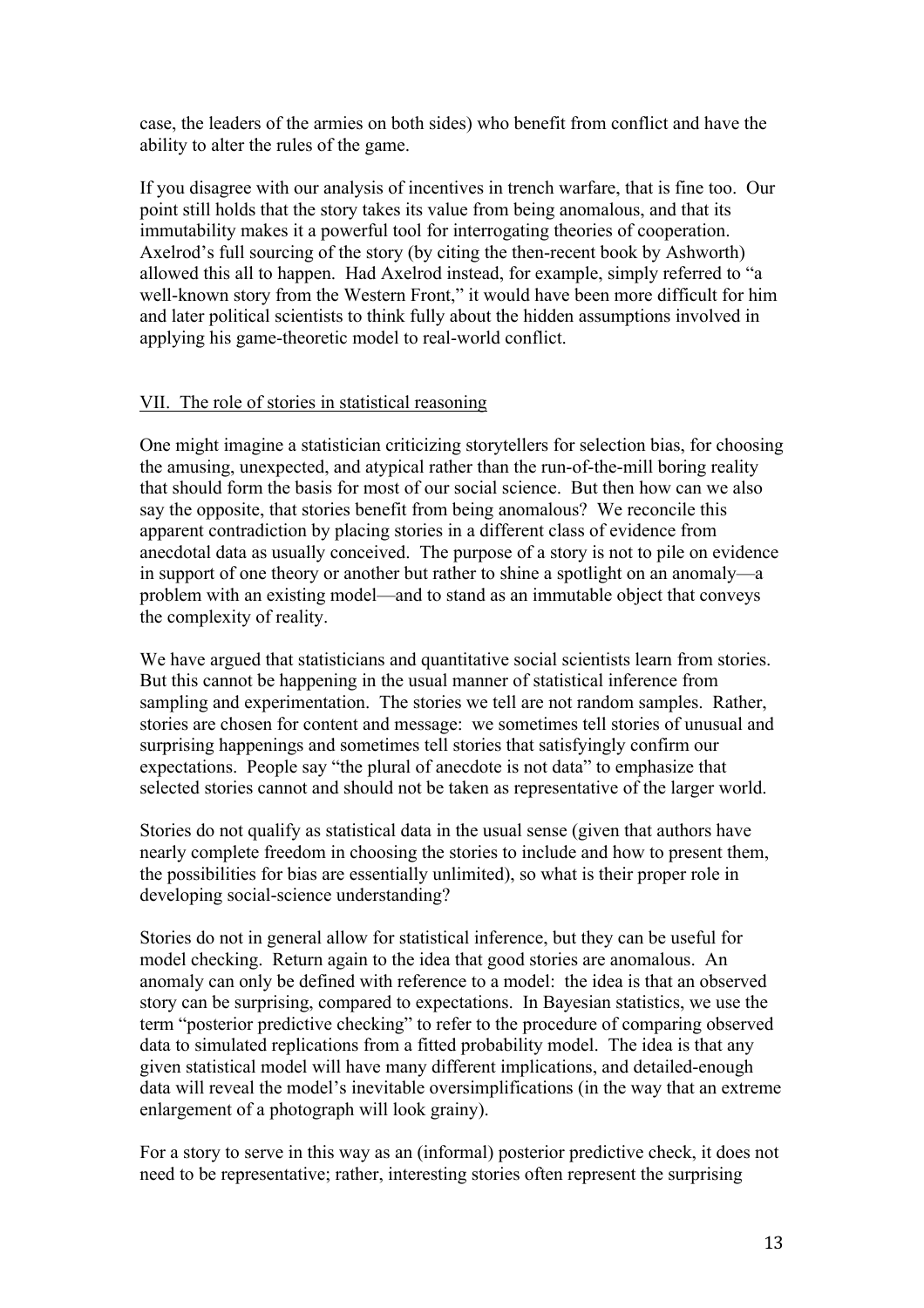case, the leaders of the armies on both sides) who benefit from conflict and have the ability to alter the rules of the game.

If you disagree with our analysis of incentives in trench warfare, that is fine too. Our point still holds that the story takes its value from being anomalous, and that its immutability makes it a powerful tool for interrogating theories of cooperation. Axelrod's full sourcing of the story (by citing the then-recent book by Ashworth) allowed this all to happen. Had Axelrod instead, for example, simply referred to "a well-known story from the Western Front," it would have been more difficult for him and later political scientists to think fully about the hidden assumptions involved in applying his game-theoretic model to real-world conflict.

## VII. The role of stories in statistical reasoning

One might imagine a statistician criticizing storytellers for selection bias, for choosing the amusing, unexpected, and atypical rather than the run-of-the-mill boring reality that should form the basis for most of our social science. But then how can we also say the opposite, that stories benefit from being anomalous? We reconcile this apparent contradiction by placing stories in a different class of evidence from anecdotal data as usually conceived. The purpose of a story is not to pile on evidence in support of one theory or another but rather to shine a spotlight on an anomaly—a problem with an existing model—and to stand as an immutable object that conveys the complexity of reality.

We have argued that statisticians and quantitative social scientists learn from stories. But this cannot be happening in the usual manner of statistical inference from sampling and experimentation. The stories we tell are not random samples. Rather, stories are chosen for content and message: we sometimes tell stories of unusual and surprising happenings and sometimes tell stories that satisfyingly confirm our expectations. People say "the plural of anecdote is not data" to emphasize that selected stories cannot and should not be taken as representative of the larger world.

Stories do not qualify as statistical data in the usual sense (given that authors have nearly complete freedom in choosing the stories to include and how to present them, the possibilities for bias are essentially unlimited), so what is their proper role in developing social-science understanding?

Stories do not in general allow for statistical inference, but they can be useful for model checking. Return again to the idea that good stories are anomalous. An anomaly can only be defined with reference to a model: the idea is that an observed story can be surprising, compared to expectations. In Bayesian statistics, we use the term "posterior predictive checking" to refer to the procedure of comparing observed data to simulated replications from a fitted probability model. The idea is that any given statistical model will have many different implications, and detailed-enough data will reveal the model's inevitable oversimplifications (in the way that an extreme enlargement of a photograph will look grainy).

For a story to serve in this way as an (informal) posterior predictive check, it does not need to be representative; rather, interesting stories often represent the surprising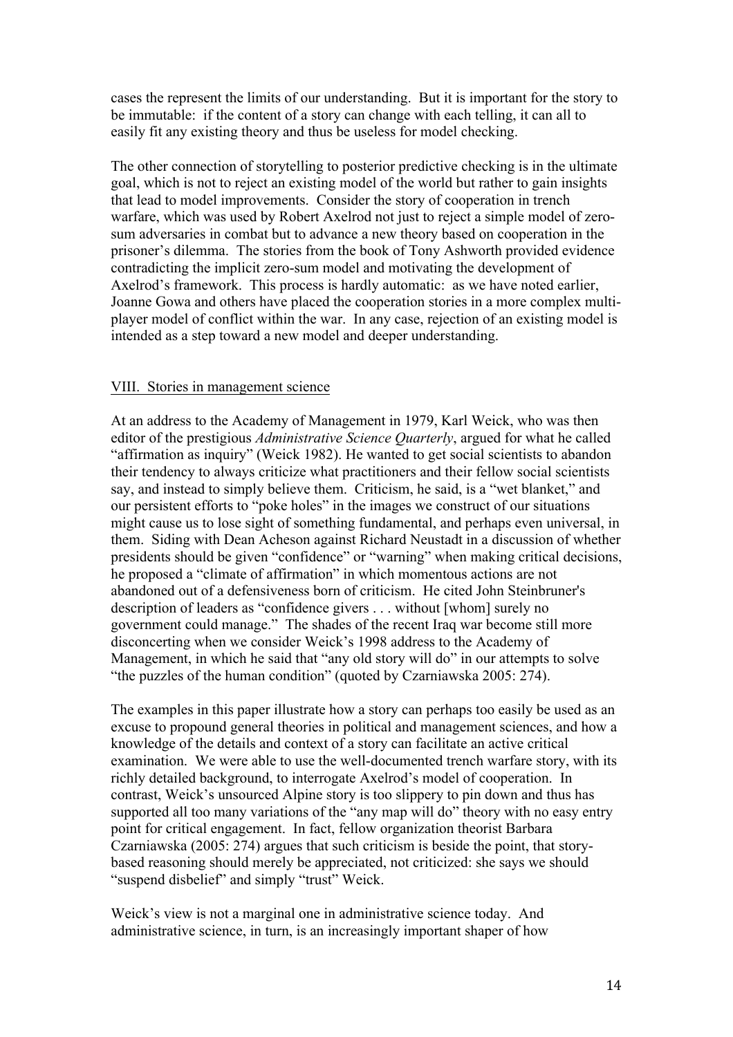cases the represent the limits of our understanding. But it is important for the story to be immutable: if the content of a story can change with each telling, it can all to easily fit any existing theory and thus be useless for model checking.

The other connection of storytelling to posterior predictive checking is in the ultimate goal, which is not to reject an existing model of the world but rather to gain insights that lead to model improvements. Consider the story of cooperation in trench warfare, which was used by Robert Axelrod not just to reject a simple model of zero-sum adversaries in combat but to advance a new theory based on cooperation in the prisoner's dilemma. The stories from the book of Tony Ashworth provided evidence contradicting the implicit zero-sum model and motivating the development of Axelrod's framework. This process is hardly automatic: as we have noted earlier, Joanne Gowa and others have placed the cooperation stories in a more complex multi-player model of conflict within the war. In any case, rejection of an existing model is intended as a step toward a new model and deeper understanding.

## VIII. Stories in management science

At an address to the Academy of Management in 1979, Karl Weick, who was then editor of the prestigious *Administrative Science Quarterly*, argued for what he called "affirmation as inquiry" (Weick 1982). He wanted to get social scientists to abandon their tendency to always criticize what practitioners and their fellow social scientists say, and instead to simply believe them. Criticism, he said, is a "wet blanket," and our persistent efforts to "poke holes" in the images we construct of our situations might cause us to lose sight of something fundamental, and perhaps even universal, in them. Siding with Dean Acheson against Richard Neustadt in a discussion of whether presidents should be given "confidence" or "warning" when making critical decisions, he proposed a "climate of affirmation" in which momentous actions are not abandoned out of a defensiveness born of criticism. He cited John Steinbruner's description of leaders as "confidence givers . . . without [whom] surely no government could manage." The shades of the recent Iraq war become still more disconcerting when we consider Weick's 1998 address to the Academy of Management, in which he said that "any old story will do" in our attempts to solve "the puzzles of the human condition" (quoted by Czarniawska 2005: 274).

The examples in this paper illustrate how a story can perhaps too easily be used as an excuse to propound general theories in political and management sciences, and how a knowledge of the details and context of a story can facilitate an active critical examination. We were able to use the well-documented trench warfare story, with its richly detailed background, to interrogate Axelrod's model of cooperation. In contrast, Weick's unsourced Alpine story is too slippery to pin down and thus has supported all too many variations of the "any map will do" theory with no easy entry point for critical engagement. In fact, fellow organization theorist Barbara Czarniawska (2005: 274) argues that such criticism is beside the point, that story-based reasoning should merely be appreciated, not criticized: she says we should "suspend disbelief" and simply "trust" Weick.

Weick's view is not a marginal one in administrative science today. And administrative science, in turn, is an increasingly important shaper of how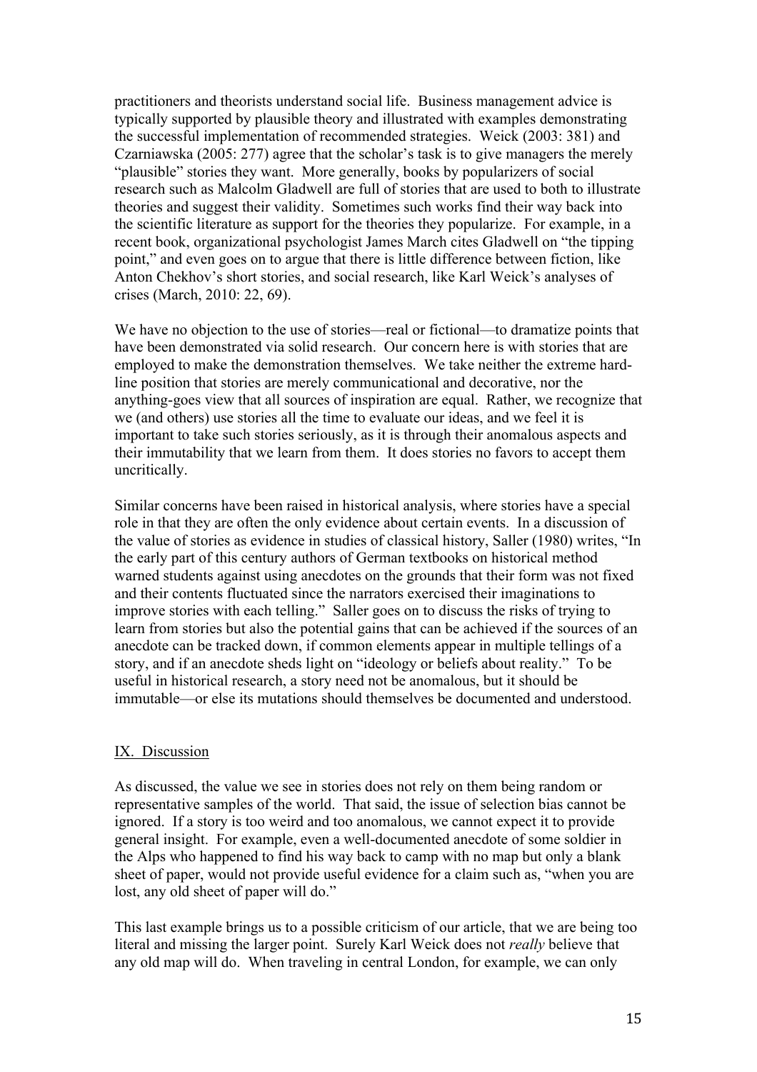practitioners and theorists understand social life. Business management advice is typically supported by plausible theory and illustrated with examples demonstrating the successful implementation of recommended strategies. Weick (2003: 381) and Czarniawska (2005: 277) agree that the scholar's task is to give managers the merely "plausible" stories they want. More generally, books by popularizers of social research such as Malcolm Gladwell are full of stories that are used to both to illustrate theories and suggest their validity. Sometimes such works find their way back into the scientific literature as support for the theories they popularize. For example, in a recent book, organizational psychologist James March cites Gladwell on "the tipping point," and even goes on to argue that there is little difference between fiction, like Anton Chekhov's short stories, and social research, like Karl Weick's analyses of crises (March, 2010: 22, 69).

We have no objection to the use of stories—real or fictional—to dramatize points that have been demonstrated via solid research. Our concern here is with stories that are employed to make the demonstration themselves. We take neither the extreme hard-line position that stories are merely communicational and decorative, nor the anything-goes view that all sources of inspiration are equal. Rather, we recognize that we (and others) use stories all the time to evaluate our ideas, and we feel it is important to take such stories seriously, as it is through their anomalous aspects and their immutability that we learn from them. It does stories no favors to accept them uncritically.

Similar concerns have been raised in historical analysis, where stories have a special role in that they are often the only evidence about certain events. In a discussion of the value of stories as evidence in studies of classical history, Saller (1980) writes, "In the early part of this century authors of German textbooks on historical method warned students against using anecdotes on the grounds that their form was not fixed and their contents fluctuated since the narrators exercised their imaginations to improve stories with each telling." Saller goes on to discuss the risks of trying to learn from stories but also the potential gains that can be achieved if the sources of an anecdote can be tracked down, if common elements appear in multiple tellings of a story, and if an anecdote sheds light on "ideology or beliefs about reality." To be useful in historical research, a story need not be anomalous, but it should be immutable—or else its mutations should themselves be documented and understood.

## IX. Discussion

As discussed, the value we see in stories does not rely on them being random or representative samples of the world. That said, the issue of selection bias cannot be ignored. If a story is too weird and too anomalous, we cannot expect it to provide general insight. For example, even a well-documented anecdote of some soldier in the Alps who happened to find his way back to camp with no map but only a blank sheet of paper, would not provide useful evidence for a claim such as, "when you are lost, any old sheet of paper will do."

This last example brings us to a possible criticism of our article, that we are being too literal and missing the larger point. Surely Karl Weick does not *really* believe that any old map will do. When traveling in central London, for example, we can only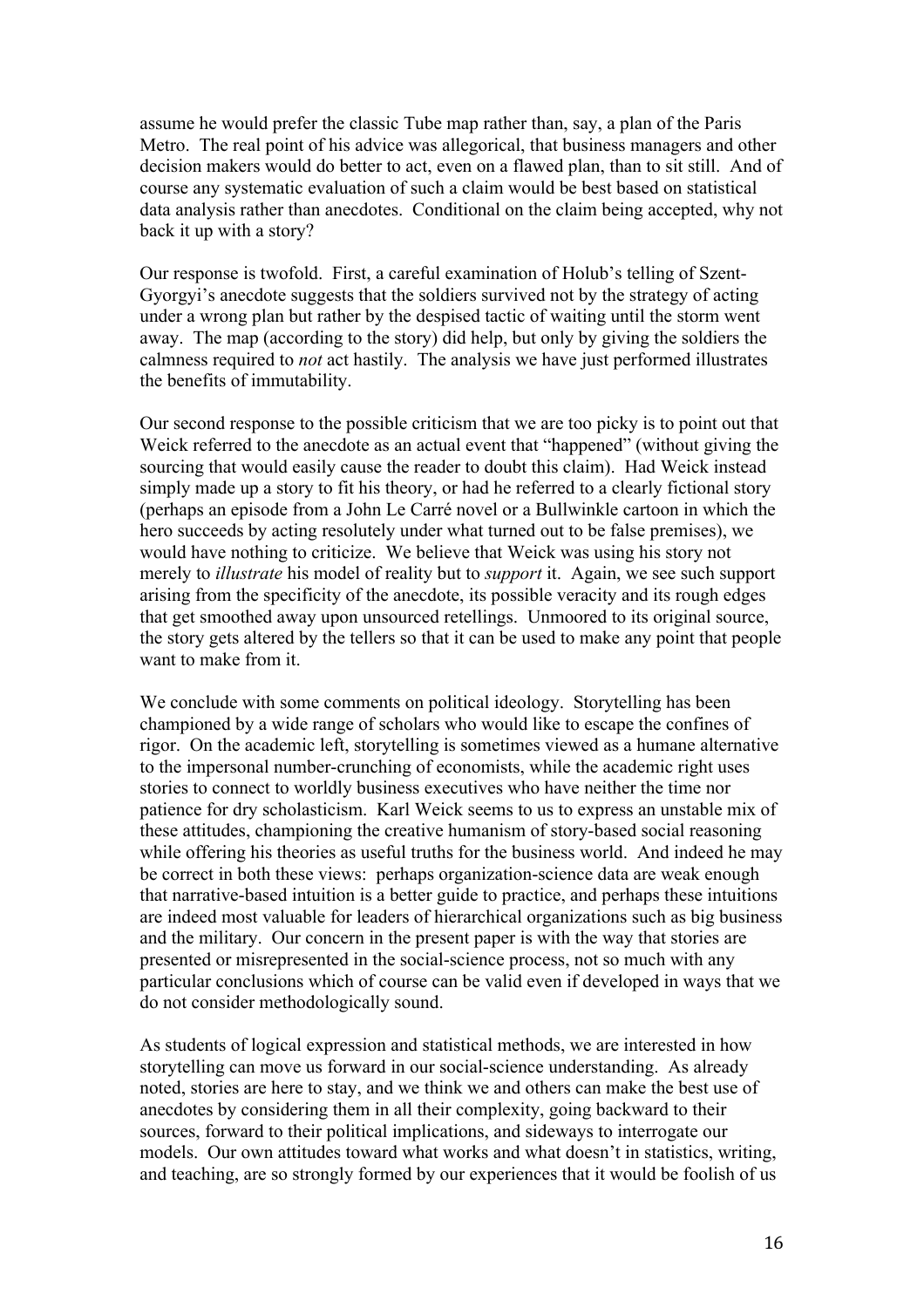assume he would prefer the classic Tube map rather than, say, a plan of the Paris Metro. The real point of his advice was allegorical, that business managers and other decision makers would do better to act, even on a flawed plan, than to sit still. And of course any systematic evaluation of such a claim would be best based on statistical data analysis rather than anecdotes. Conditional on the claim being accepted, why not back it up with a story?

Our response is twofold. First, a careful examination of Holub's telling of Szent-Gyorgyi's anecdote suggests that the soldiers survived not by the strategy of acting under a wrong plan but rather by the despised tactic of waiting until the storm went away. The map (according to the story) did help, but only by giving the soldiers the calmness required to *not* act hastily. The analysis we have just performed illustrates the benefits of immutability.

Our second response to the possible criticism that we are too picky is to point out that Weick referred to the anecdote as an actual event that "happened" (without giving the sourcing that would easily cause the reader to doubt this claim). Had Weick instead simply made up a story to fit his theory, or had he referred to a clearly fictional story (perhaps an episode from a John Le Carré novel or a Bullwinkle cartoon in which the hero succeeds by acting resolutely under what turned out to be false premises), we would have nothing to criticize. We believe that Weick was using his story not merely to *illustrate* his model of reality but to *support* it. Again, we see such support arising from the specificity of the anecdote, its possible veracity and its rough edges that get smoothed away upon unsourced retellings. Unmoored to its original source, the story gets altered by the tellers so that it can be used to make any point that people want to make from it.

We conclude with some comments on political ideology. Storytelling has been championed by a wide range of scholars who would like to escape the confines of rigor. On the academic left, storytelling is sometimes viewed as a humane alternative to the impersonal number-crunching of economists, while the academic right uses stories to connect to worldly business executives who have neither the time nor patience for dry scholasticism. Karl Weick seems to us to express an unstable mix of these attitudes, championing the creative humanism of story-based social reasoning while offering his theories as useful truths for the business world. And indeed he may be correct in both these views: perhaps organization-science data are weak enough that narrative-based intuition is a better guide to practice, and perhaps these intuitions are indeed most valuable for leaders of hierarchical organizations such as big business and the military. Our concern in the present paper is with the way that stories are presented or misrepresented in the social-science process, not so much with any particular conclusions which of course can be valid even if developed in ways that we do not consider methodologically sound.

As students of logical expression and statistical methods, we are interested in how storytelling can move us forward in our social-science understanding. As already noted, stories are here to stay, and we think we and others can make the best use of anecdotes by considering them in all their complexity, going backward to their sources, forward to their political implications, and sideways to interrogate our models. Our own attitudes toward what works and what doesn't in statistics, writing, and teaching, are so strongly formed by our experiences that it would be foolish of us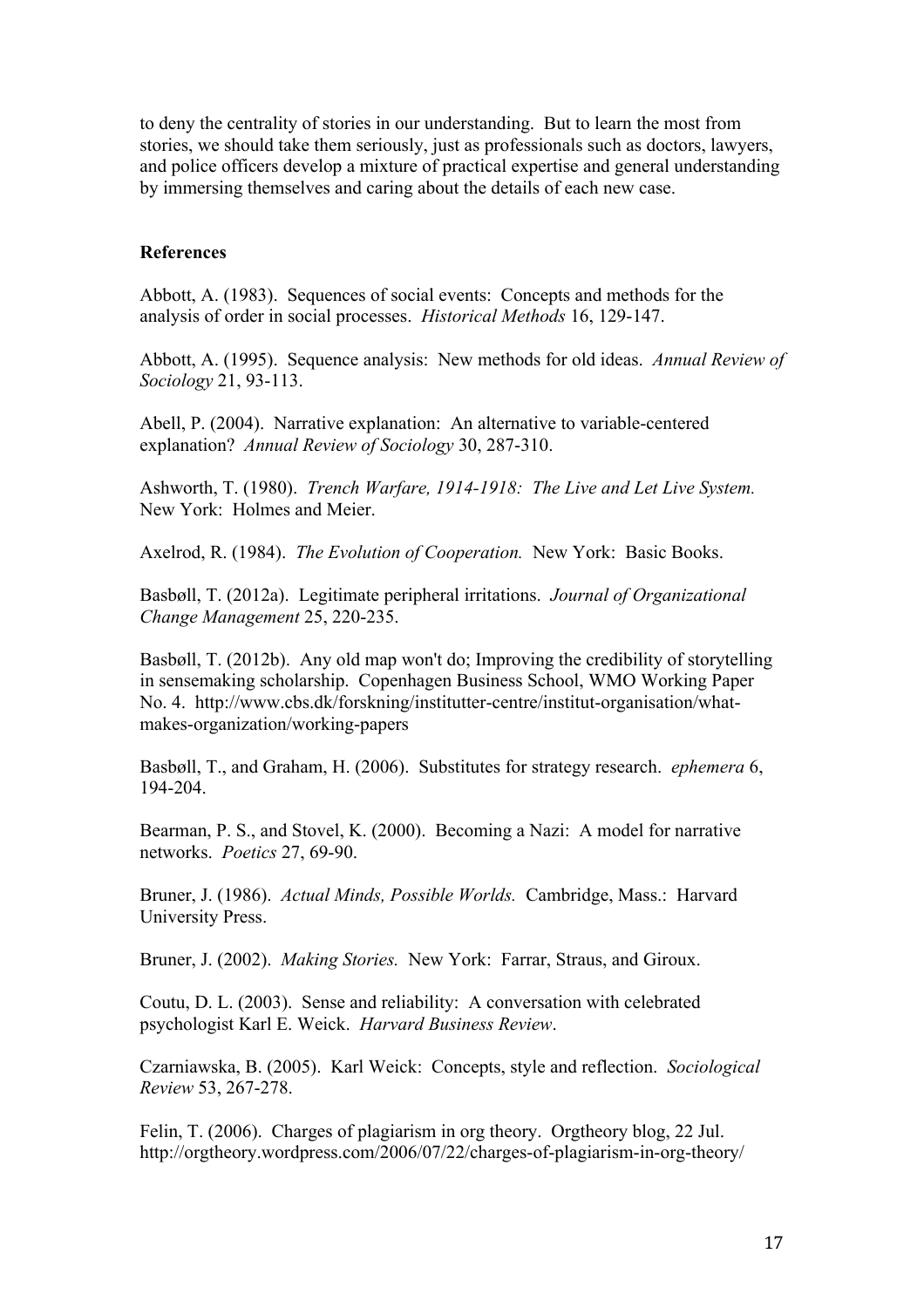to deny the centrality of stories in our understanding. But to learn the most from stories, we should take them seriously, just as professionals such as doctors, lawyers, and police officers develop a mixture of practical expertise and general understanding by immersing themselves and caring about the details of each new case.

**References**

Abbott, A. (1983). Sequences of social events: Concepts and methods for the analysis of order in social processes. *Historical Methods* 16, 129-147.

Abbott, A. (1995). Sequence analysis: New methods for old ideas. *Annual Review of Sociology* 21, 93-113.

Abell, P. (2004). Narrative explanation: An alternative to variable-centered explanation? *Annual Review of Sociology* 30, 287-310.

Ashworth, T. (1980). *Trench Warfare, 1914-1918: The Live and Let Live System.* New York: Holmes and Meier.

Axelrod, R. (1984). *The Evolution of Cooperation.* New York: Basic Books.

Basbøll, T. (2012a). Legitimate peripheral irritations. *Journal of Organizational Change Management* 25, 220-235.

Basbøll, T. (2012b). Any old map won't do; Improving the credibility of storytelling in sensemaking scholarship. Copenhagen Business School, WMO Working Paper No. 4. http://www.cbs.dk/forskning/institutter-centre/institut-organisation/what-makes-organization/working-papers

Basbøll, T., and Graham, H. (2006). Substitutes for strategy research. *ephemera* 6, 194-204.

Bearman, P. S., and Stovel, K. (2000). Becoming a Nazi: A model for narrative networks. *Poetics* 27, 69-90.

Bruner, J. (1986). *Actual Minds, Possible Worlds.* Cambridge, Mass.: Harvard University Press.

Bruner, J. (2002). *Making Stories.* New York: Farrar, Straus, and Giroux.

Coutu, D. L. (2003). Sense and reliability: A conversation with celebrated psychologist Karl E. Weick. *Harvard Business Review*.

Czarniawska, B. (2005). Karl Weick: Concepts, style and reflection. *Sociological Review* 53, 267-278.

Felin, T. (2006). Charges of plagiarism in org theory. Orgtheory blog, 22 Jul. http://orgtheory.wordpress.com/2006/07/22/charges-of-plagiarism-in-org-theory/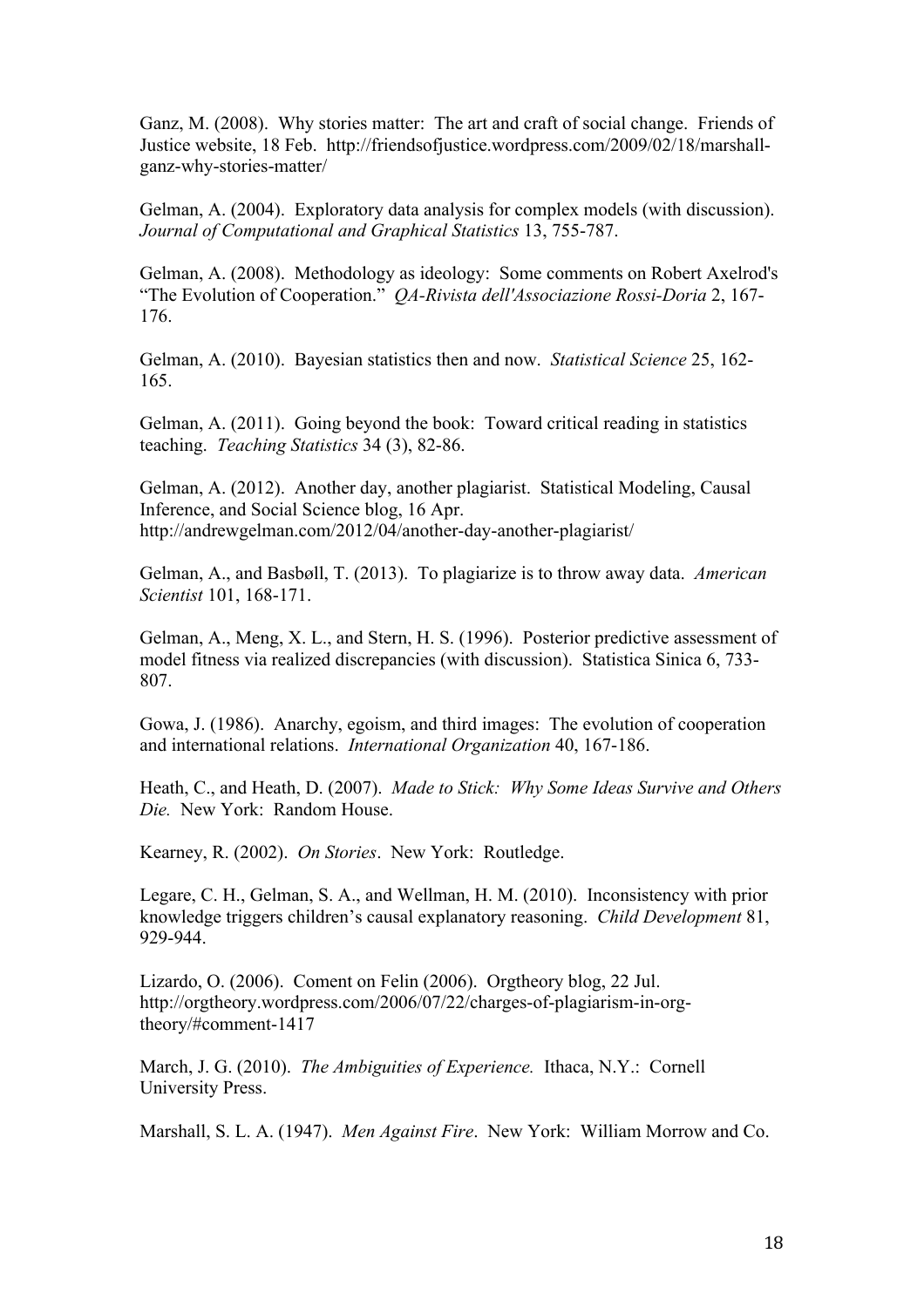Ganz, M. (2008). Why stories matter: The art and craft of social change. Friends of Justice website, 18 Feb. http://friendsofjustice.wordpress.com/2009/02/18/marshall-ganz-why-stories-matter/

Gelman, A. (2004). Exploratory data analysis for complex models (with discussion). *Journal of Computational and Graphical Statistics* 13, 755-787.

Gelman, A. (2008). Methodology as ideology: Some comments on Robert Axelrod's "The Evolution of Cooperation." *QA-Rivista dell'Associazione Rossi-Doria* 2, 167-176.

Gelman, A. (2010). Bayesian statistics then and now. *Statistical Science* 25, 162-165.

Gelman, A. (2011). Going beyond the book: Toward critical reading in statistics teaching. *Teaching Statistics* 34 (3), 82-86.

Gelman, A. (2012). Another day, another plagiarist. Statistical Modeling, Causal Inference, and Social Science blog, 16 Apr. http://andrewgelman.com/2012/04/another-day-another-plagiarist/

Gelman, A., and Basbøll, T. (2013). To plagiarize is to throw away data. *American Scientist* 101, 168-171.

Gelman, A., Meng, X. L., and Stern, H. S. (1996). Posterior predictive assessment of model fitness via realized discrepancies (with discussion). Statistica Sinica 6, 733-807.

Gowa, J. (1986). Anarchy, egoism, and third images: The evolution of cooperation and international relations. *International Organization* 40, 167-186.

Heath, C., and Heath, D. (2007). *Made to Stick: Why Some Ideas Survive and Others Die.* New York: Random House.

Kearney, R. (2002). *On Stories*. New York: Routledge.

Legare, C. H., Gelman, S. A., and Wellman, H. M. (2010). Inconsistency with prior knowledge triggers children's causal explanatory reasoning. *Child Development* 81, 929-944.

Lizardo, O. (2006). Coment on Felin (2006). Orgtheory blog, 22 Jul. http://orgtheory.wordpress.com/2006/07/22/charges-of-plagiarism-in-org-theory/#comment-1417

March, J. G. (2010). *The Ambiguities of Experience.* Ithaca, N.Y.: Cornell University Press.

Marshall, S. L. A. (1947). *Men Against Fire*. New York: William Morrow and Co.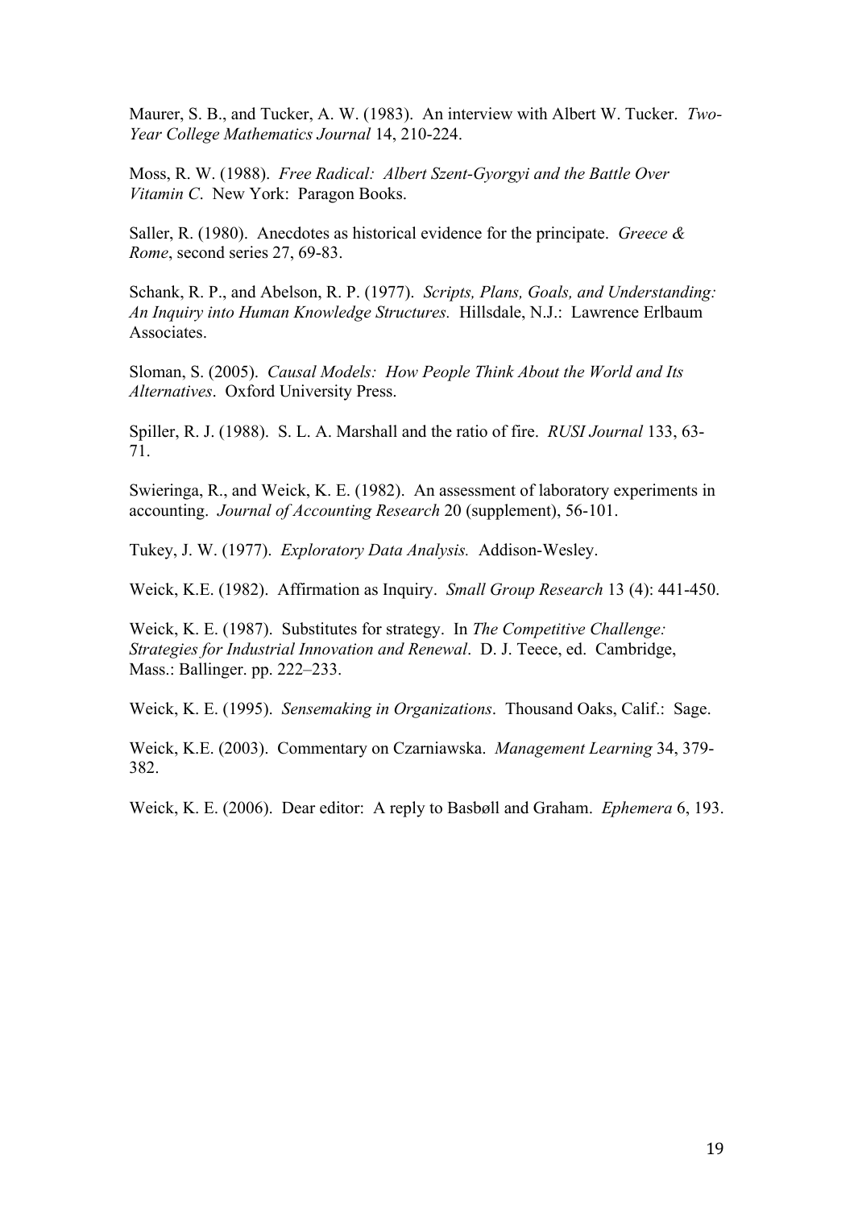Maurer, S. B., and Tucker, A. W. (1983). An interview with Albert W. Tucker. *Two-Year College Mathematics Journal* 14, 210-224.

Moss, R. W. (1988). *Free Radical: Albert Szent-Gyorgyi and the Battle Over Vitamin C*. New York: Paragon Books.

Saller, R. (1980). Anecdotes as historical evidence for the principate. *Greece & Rome*, second series 27, 69-83.

Schank, R. P., and Abelson, R. P. (1977). *Scripts, Plans, Goals, and Understanding: An Inquiry into Human Knowledge Structures.* Hillsdale, N.J.: Lawrence Erlbaum Associates.

Sloman, S. (2005). *Causal Models: How People Think About the World and Its Alternatives*. Oxford University Press.

Spiller, R. J. (1988). S. L. A. Marshall and the ratio of fire. *RUSI Journal* 133, 63-71.

Swieringa, R., and Weick, K. E. (1982). An assessment of laboratory experiments in accounting. *Journal of Accounting Research* 20 (supplement), 56-101.

Tukey, J. W. (1977). *Exploratory Data Analysis.* Addison-Wesley.

Weick, K.E. (1982). Affirmation as Inquiry. *Small Group Research* 13 (4): 441-450.

Weick, K. E. (1987). Substitutes for strategy. In *The Competitive Challenge: Strategies for Industrial Innovation and Renewal*. D. J. Teece, ed. Cambridge, Mass.: Ballinger. pp. 222–233.

Weick, K. E. (1995). *Sensemaking in Organizations*. Thousand Oaks, Calif.: Sage.

Weick, K.E. (2003). Commentary on Czarniawska. *Management Learning* 34, 379-382.

Weick, K. E. (2006). Dear editor: A reply to Basbøll and Graham. *Ephemera* 6, 193.